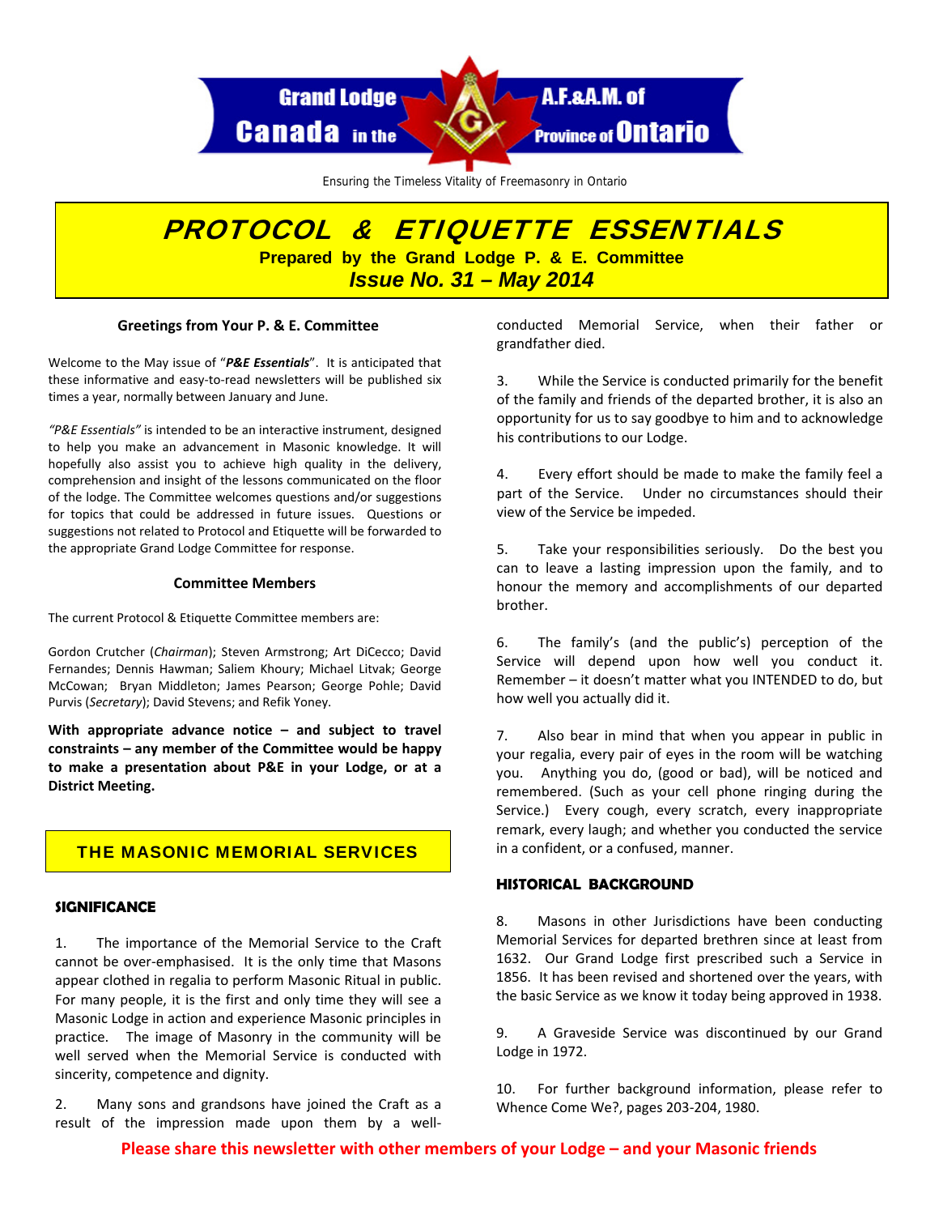Grand Lodge A.F.&A.M. of Canada in the Province of Ontario

Ensuring the Timeless Vitality of Freemasonry in Ontario

# PROTOCOL & ETIQUETTE ESSENTIALS

**Prepared by the Grand Lodge P. & E. Committee**

***Issue No. 31 – May 2014***

### Greetings from Your P. & E. Committee

Welcome to the May issue of "***P&E Essentials***". It is anticipated that these informative and easy-to-read newsletters will be published six times a year, normally between January and June.

*"P&E Essentials"* is intended to be an interactive instrument, designed to help you make an advancement in Masonic knowledge. It will hopefully also assist you to achieve high quality in the delivery, comprehension and insight of the lessons communicated on the floor of the lodge. The Committee welcomes questions and/or suggestions for topics that could be addressed in future issues. Questions or suggestions not related to Protocol and Etiquette will be forwarded to the appropriate Grand Lodge Committee for response.

### Committee Members

The current Protocol & Etiquette Committee members are:

Gordon Crutcher (*Chairman*); Steven Armstrong; Art DiCecco; David Fernandes; Dennis Hawman; Saliem Khoury; Michael Litvak; George McCowan; Bryan Middleton; James Pearson; George Pohle; David Purvis (*Secretary*); David Stevens; and Refik Yoney.

**With appropriate advance notice – and subject to travel constraints – any member of the Committee would be happy to make a presentation about P&E in your Lodge, or at a District Meeting.**

## THE MASONIC MEMORIAL SERVICES

### SIGNIFICANCE

1. The importance of the Memorial Service to the Craft cannot be over-emphasised. It is the only time that Masons appear clothed in regalia to perform Masonic Ritual in public. For many people, it is the first and only time they will see a Masonic Lodge in action and experience Masonic principles in practice. The image of Masonry in the community will be well served when the Memorial Service is conducted with sincerity, competence and dignity.

2. Many sons and grandsons have joined the Craft as a result of the impression made upon them by a well-conducted Memorial Service, when their father or grandfather died.

3. While the Service is conducted primarily for the benefit of the family and friends of the departed brother, it is also an opportunity for us to say goodbye to him and to acknowledge his contributions to our Lodge.

4. Every effort should be made to make the family feel a part of the Service. Under no circumstances should their view of the Service be impeded.

5. Take your responsibilities seriously. Do the best you can to leave a lasting impression upon the family, and to honour the memory and accomplishments of our departed brother.

6. The family's (and the public's) perception of the Service will depend upon how well you conduct it. Remember – it doesn't matter what you INTENDED to do, but how well you actually did it.

7. Also bear in mind that when you appear in public in your regalia, every pair of eyes in the room will be watching you. Anything you do, (good or bad), will be noticed and remembered. (Such as your cell phone ringing during the Service.) Every cough, every scratch, every inappropriate remark, every laugh; and whether you conducted the service in a confident, or a confused, manner.

### HISTORICAL BACKGROUND

8. Masons in other Jurisdictions have been conducting Memorial Services for departed brethren since at least from 1632. Our Grand Lodge first prescribed such a Service in 1856. It has been revised and shortened over the years, with the basic Service as we know it today being approved in 1938.

9. A Graveside Service was discontinued by our Grand Lodge in 1972.

10. For further background information, please refer to Whence Come We?, pages 203-204, 1980.

**Please share this newsletter with other members of your Lodge – and your Masonic friends**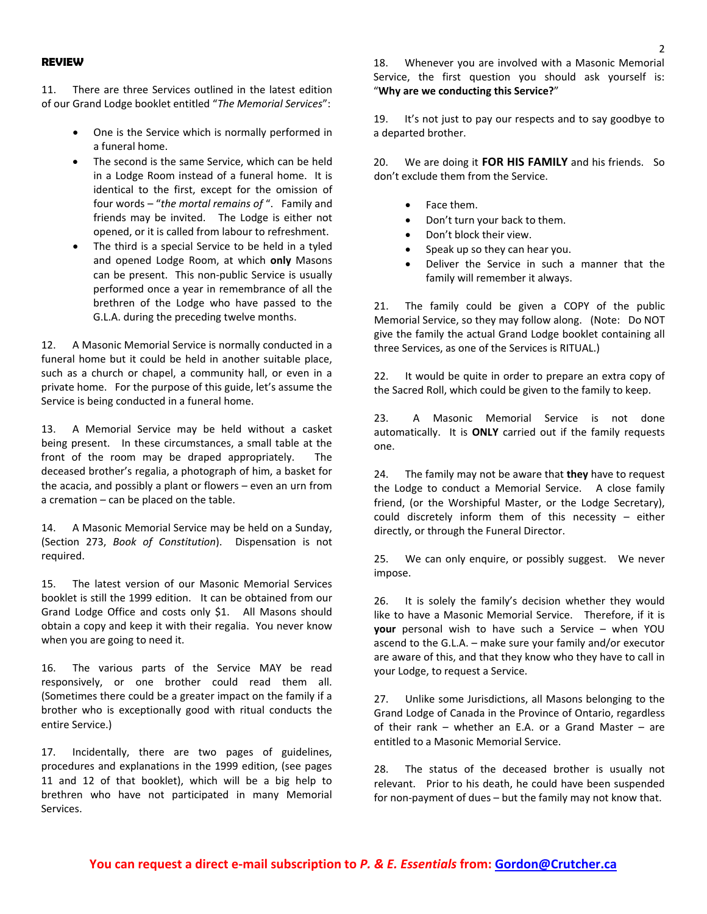## REVIEW

11. There are three Services outlined in the latest edition of our Grand Lodge booklet entitled "*The Memorial Services*":

- One is the Service which is normally performed in a funeral home.
- The second is the same Service, which can be held in a Lodge Room instead of a funeral home. It is identical to the first, except for the omission of four words – "*the mortal remains of* ". Family and friends may be invited. The Lodge is either not opened, or it is called from labour to refreshment.
- The third is a special Service to be held in a tyled and opened Lodge Room, at which **only** Masons can be present. This non-public Service is usually performed once a year in remembrance of all the brethren of the Lodge who have passed to the G.L.A. during the preceding twelve months.

12. A Masonic Memorial Service is normally conducted in a funeral home but it could be held in another suitable place, such as a church or chapel, a community hall, or even in a private home. For the purpose of this guide, let's assume the Service is being conducted in a funeral home.

13. A Memorial Service may be held without a casket being present. In these circumstances, a small table at the front of the room may be draped appropriately. The deceased brother's regalia, a photograph of him, a basket for the acacia, and possibly a plant or flowers – even an urn from a cremation – can be placed on the table.

14. A Masonic Memorial Service may be held on a Sunday, (Section 273, *Book of Constitution*). Dispensation is not required.

15. The latest version of our Masonic Memorial Services booklet is still the 1999 edition. It can be obtained from our Grand Lodge Office and costs only $1. All Masons should obtain a copy and keep it with their regalia. You never know when you are going to need it.

16. The various parts of the Service MAY be read responsively, or one brother could read them all. (Sometimes there could be a greater impact on the family if a brother who is exceptionally good with ritual conducts the entire Service.)

17. Incidentally, there are two pages of guidelines, procedures and explanations in the 1999 edition, (see pages 11 and 12 of that booklet), which will be a big help to brethren who have not participated in many Memorial Services.

18. Whenever you are involved with a Masonic Memorial Service, the first question you should ask yourself is: "**Why are we conducting this Service?**"

19. It's not just to pay our respects and to say goodbye to a departed brother.

20. We are doing it **FOR HIS FAMILY** and his friends. So don't exclude them from the Service.

- Face them.
- Don't turn your back to them.
- Don't block their view.
- Speak up so they can hear you.
- Deliver the Service in such a manner that the family will remember it always.

21. The family could be given a COPY of the public Memorial Service, so they may follow along. (Note: Do NOT give the family the actual Grand Lodge booklet containing all three Services, as one of the Services is RITUAL.)

22. It would be quite in order to prepare an extra copy of the Sacred Roll, which could be given to the family to keep.

23. A Masonic Memorial Service is not done automatically. It is **ONLY** carried out if the family requests one.

24. The family may not be aware that **they** have to request the Lodge to conduct a Memorial Service. A close family friend, (or the Worshipful Master, or the Lodge Secretary), could discretely inform them of this necessity – either directly, or through the Funeral Director.

25. We can only enquire, or possibly suggest. We never impose.

26. It is solely the family's decision whether they would like to have a Masonic Memorial Service. Therefore, if it is **your** personal wish to have such a Service – when YOU ascend to the G.L.A. – make sure your family and/or executor are aware of this, and that they know who they have to call in your Lodge, to request a Service.

27. Unlike some Jurisdictions, all Masons belonging to the Grand Lodge of Canada in the Province of Ontario, regardless of their rank – whether an E.A. or a Grand Master – are entitled to a Masonic Memorial Service.

28. The status of the deceased brother is usually not relevant. Prior to his death, he could have been suspended for non-payment of dues – but the family may not know that.

**You can request a direct e-mail subscription to *P. & E. Essentials* from: Gordon@Crutcher.ca**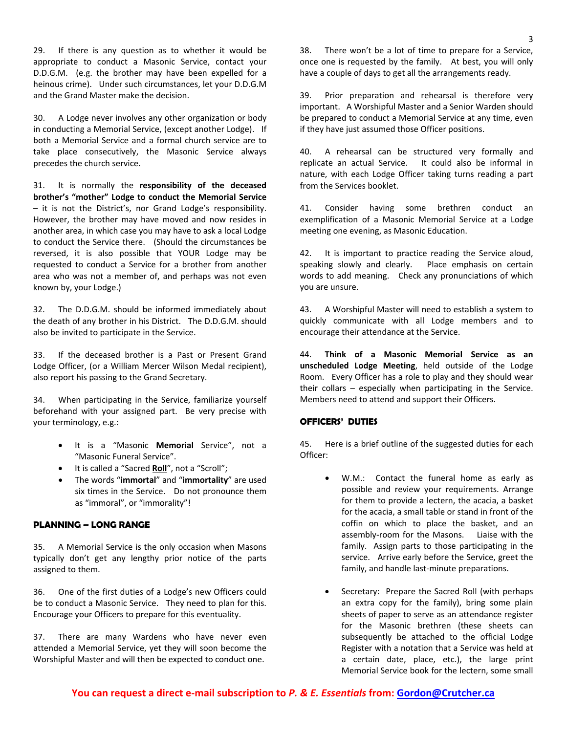29. If there is any question as to whether it would be appropriate to conduct a Masonic Service, contact your D.D.G.M. (e.g. the brother may have been expelled for a heinous crime). Under such circumstances, let your D.D.G.M and the Grand Master make the decision.

30. A Lodge never involves any other organization or body in conducting a Memorial Service, (except another Lodge). If both a Memorial Service and a formal church service are to take place consecutively, the Masonic Service always precedes the church service.

31. It is normally the **responsibility of the deceased brother's "mother" Lodge to conduct the Memorial Service** – it is not the District's, nor Grand Lodge's responsibility. However, the brother may have moved and now resides in another area, in which case you may have to ask a local Lodge to conduct the Service there. (Should the circumstances be reversed, it is also possible that YOUR Lodge may be requested to conduct a Service for a brother from another area who was not a member of, and perhaps was not even known by, your Lodge.)

32. The D.D.G.M. should be informed immediately about the death of any brother in his District. The D.D.G.M. should also be invited to participate in the Service.

33. If the deceased brother is a Past or Present Grand Lodge Officer, (or a William Mercer Wilson Medal recipient), also report his passing to the Grand Secretary.

34. When participating in the Service, familiarize yourself beforehand with your assigned part. Be very precise with your terminology, e.g.:

- It is a "Masonic **Memorial** Service", not a "Masonic Funeral Service".
- It is called a "Sacred **Roll**", not a "Scroll";
- The words "**immortal**" and "**immortality**" are used six times in the Service. Do not pronounce them as "immoral", or "immorality"!

## PLANNING – LONG RANGE

35. A Memorial Service is the only occasion when Masons typically don't get any lengthy prior notice of the parts assigned to them.

36. One of the first duties of a Lodge's new Officers could be to conduct a Masonic Service. They need to plan for this. Encourage your Officers to prepare for this eventuality.

37. There are many Wardens who have never even attended a Memorial Service, yet they will soon become the Worshipful Master and will then be expected to conduct one.

38. There won't be a lot of time to prepare for a Service, once one is requested by the family. At best, you will only have a couple of days to get all the arrangements ready.

39. Prior preparation and rehearsal is therefore very important. A Worshipful Master and a Senior Warden should be prepared to conduct a Memorial Service at any time, even if they have just assumed those Officer positions.

40. A rehearsal can be structured very formally and replicate an actual Service. It could also be informal in nature, with each Lodge Officer taking turns reading a part from the Services booklet.

41. Consider having some brethren conduct an exemplification of a Masonic Memorial Service at a Lodge meeting one evening, as Masonic Education.

42. It is important to practice reading the Service aloud, speaking slowly and clearly. Place emphasis on certain words to add meaning. Check any pronunciations of which you are unsure.

43. A Worshipful Master will need to establish a system to quickly communicate with all Lodge members and to encourage their attendance at the Service.

44. **Think of a Masonic Memorial Service as an unscheduled Lodge Meeting**, held outside of the Lodge Room. Every Officer has a role to play and they should wear their collars – especially when participating in the Service. Members need to attend and support their Officers.

## OFFICERS' DUTIES

45. Here is a brief outline of the suggested duties for each Officer:

- W.M.: Contact the funeral home as early as possible and review your requirements. Arrange for them to provide a lectern, the acacia, a basket for the acacia, a small table or stand in front of the coffin on which to place the basket, and an assembly-room for the Masons. Liaise with the family. Assign parts to those participating in the service. Arrive early before the Service, greet the family, and handle last-minute preparations.

- Secretary: Prepare the Sacred Roll (with perhaps an extra copy for the family), bring some plain sheets of paper to serve as an attendance register for the Masonic brethren (these sheets can subsequently be attached to the official Lodge Register with a notation that a Service was held at a certain date, place, etc.), the large print Memorial Service book for the lectern, some small

**You can request a direct e-mail subscription to *P. & E. Essentials* from: Gordon@Crutcher.ca**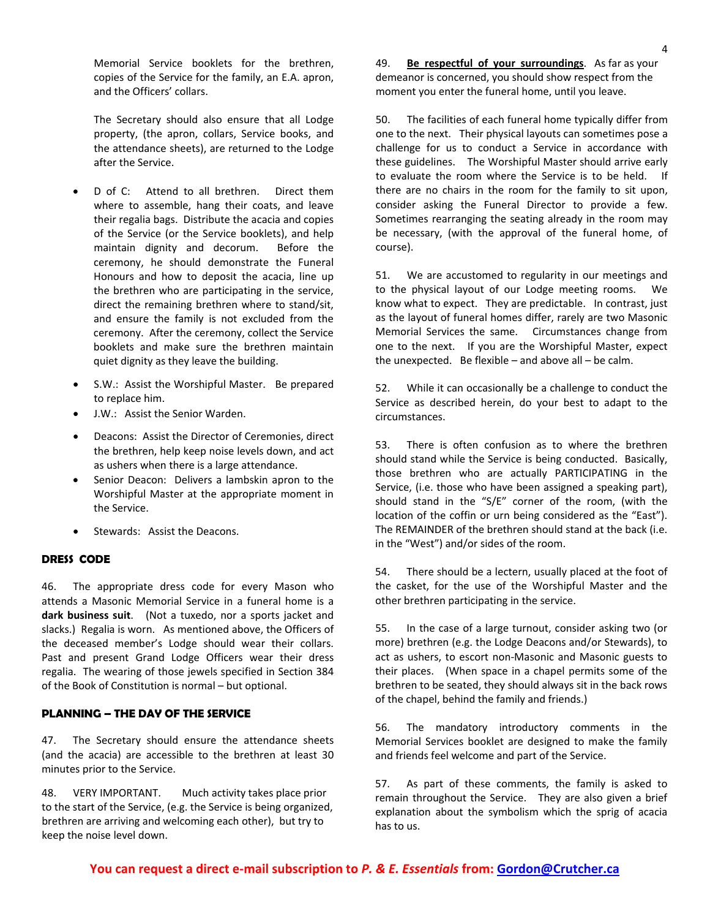Memorial Service booklets for the brethren, copies of the Service for the family, an E.A. apron, and the Officers' collars.

The Secretary should also ensure that all Lodge property, (the apron, collars, Service books, and the attendance sheets), are returned to the Lodge after the Service.

- D of C: Attend to all brethren. Direct them where to assemble, hang their coats, and leave their regalia bags. Distribute the acacia and copies of the Service (or the Service booklets), and help maintain dignity and decorum. Before the ceremony, he should demonstrate the Funeral Honours and how to deposit the acacia, line up the brethren who are participating in the service, direct the remaining brethren where to stand/sit, and ensure the family is not excluded from the ceremony. After the ceremony, collect the Service booklets and make sure the brethren maintain quiet dignity as they leave the building.
- S.W.: Assist the Worshipful Master. Be prepared to replace him.
- J.W.: Assist the Senior Warden.
- Deacons: Assist the Director of Ceremonies, direct the brethren, help keep noise levels down, and act as ushers when there is a large attendance.
- Senior Deacon: Delivers a lambskin apron to the Worshipful Master at the appropriate moment in the Service.
- Stewards: Assist the Deacons.

## DRESS CODE

46. The appropriate dress code for every Mason who attends a Masonic Memorial Service in a funeral home is a **dark business suit**. (Not a tuxedo, nor a sports jacket and slacks.) Regalia is worn. As mentioned above, the Officers of the deceased member's Lodge should wear their collars. Past and present Grand Lodge Officers wear their dress regalia. The wearing of those jewels specified in Section 384 of the Book of Constitution is normal – but optional.

## PLANNING – THE DAY OF THE SERVICE

47. The Secretary should ensure the attendance sheets (and the acacia) are accessible to the brethren at least 30 minutes prior to the Service.

48. VERY IMPORTANT. Much activity takes place prior to the start of the Service, (e.g. the Service is being organized, brethren are arriving and welcoming each other), but try to keep the noise level down.

49. **Be respectful of your surroundings**. As far as your demeanor is concerned, you should show respect from the moment you enter the funeral home, until you leave.

50. The facilities of each funeral home typically differ from one to the next. Their physical layouts can sometimes pose a challenge for us to conduct a Service in accordance with these guidelines. The Worshipful Master should arrive early to evaluate the room where the Service is to be held. If there are no chairs in the room for the family to sit upon, consider asking the Funeral Director to provide a few. Sometimes rearranging the seating already in the room may be necessary, (with the approval of the funeral home, of course).

51. We are accustomed to regularity in our meetings and to the physical layout of our Lodge meeting rooms. We know what to expect. They are predictable. In contrast, just as the layout of funeral homes differ, rarely are two Masonic Memorial Services the same. Circumstances change from one to the next. If you are the Worshipful Master, expect the unexpected. Be flexible – and above all – be calm.

52. While it can occasionally be a challenge to conduct the Service as described herein, do your best to adapt to the circumstances.

53. There is often confusion as to where the brethren should stand while the Service is being conducted. Basically, those brethren who are actually PARTICIPATING in the Service, (i.e. those who have been assigned a speaking part), should stand in the "S/E" corner of the room, (with the location of the coffin or urn being considered as the "East"). The REMAINDER of the brethren should stand at the back (i.e. in the "West") and/or sides of the room.

54. There should be a lectern, usually placed at the foot of the casket, for the use of the Worshipful Master and the other brethren participating in the service.

55. In the case of a large turnout, consider asking two (or more) brethren (e.g. the Lodge Deacons and/or Stewards), to act as ushers, to escort non-Masonic and Masonic guests to their places. (When space in a chapel permits some of the brethren to be seated, they should always sit in the back rows of the chapel, behind the family and friends.)

56. The mandatory introductory comments in the Memorial Services booklet are designed to make the family and friends feel welcome and part of the Service.

57. As part of these comments, the family is asked to remain throughout the Service. They are also given a brief explanation about the symbolism which the sprig of acacia has to us.

**You can request a direct e-mail subscription to *P. & E. Essentials* from: Gordon@Crutcher.ca**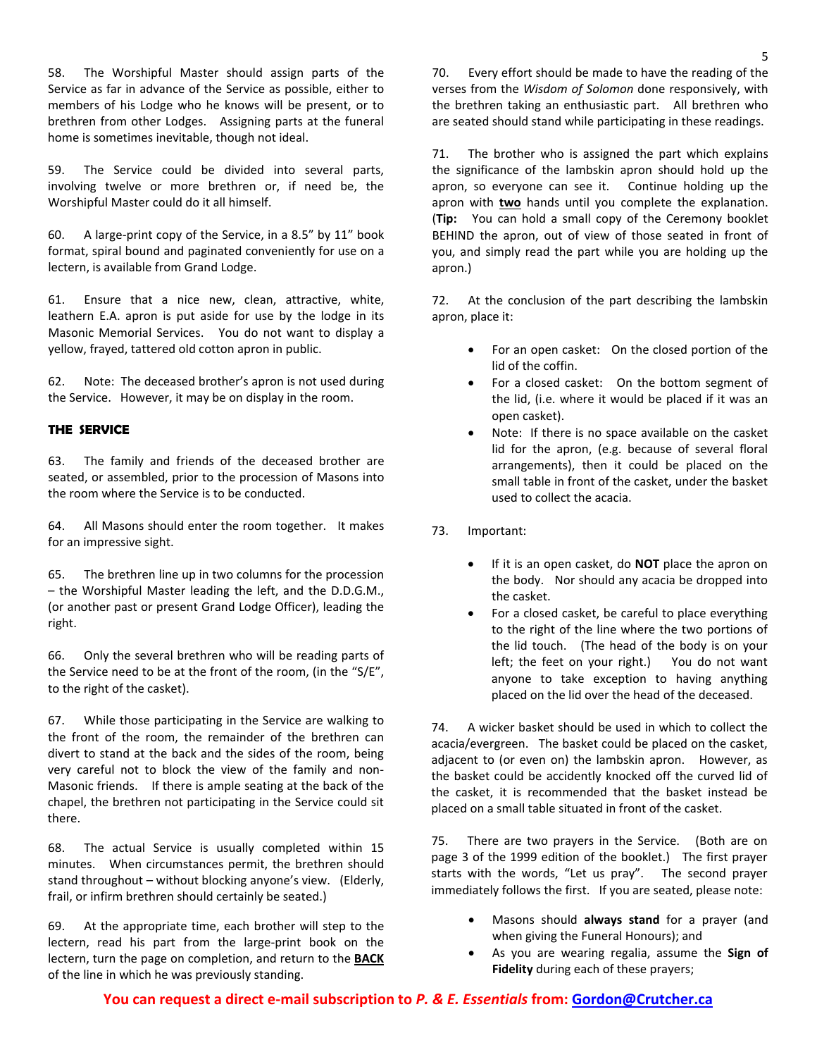58. The Worshipful Master should assign parts of the Service as far in advance of the Service as possible, either to members of his Lodge who he knows will be present, or to brethren from other Lodges. Assigning parts at the funeral home is sometimes inevitable, though not ideal.

59. The Service could be divided into several parts, involving twelve or more brethren or, if need be, the Worshipful Master could do it all himself.

60. A large-print copy of the Service, in a 8.5" by 11" book format, spiral bound and paginated conveniently for use on a lectern, is available from Grand Lodge.

61. Ensure that a nice new, clean, attractive, white, leathern E.A. apron is put aside for use by the lodge in its Masonic Memorial Services. You do not want to display a yellow, frayed, tattered old cotton apron in public.

62. Note: The deceased brother's apron is not used during the Service. However, it may be on display in the room.

### THE SERVICE

63. The family and friends of the deceased brother are seated, or assembled, prior to the procession of Masons into the room where the Service is to be conducted.

64. All Masons should enter the room together. It makes for an impressive sight.

65. The brethren line up in two columns for the procession – the Worshipful Master leading the left, and the D.D.G.M., (or another past or present Grand Lodge Officer), leading the right.

66. Only the several brethren who will be reading parts of the Service need to be at the front of the room, (in the "S/E", to the right of the casket).

67. While those participating in the Service are walking to the front of the room, the remainder of the brethren can divert to stand at the back and the sides of the room, being very careful not to block the view of the family and non-Masonic friends. If there is ample seating at the back of the chapel, the brethren not participating in the Service could sit there.

68. The actual Service is usually completed within 15 minutes. When circumstances permit, the brethren should stand throughout – without blocking anyone's view. (Elderly, frail, or infirm brethren should certainly be seated.)

69. At the appropriate time, each brother will step to the lectern, read his part from the large-print book on the lectern, turn the page on completion, and return to the **BACK** of the line in which he was previously standing.

70. Every effort should be made to have the reading of the verses from the *Wisdom of Solomon* done responsively, with the brethren taking an enthusiastic part. All brethren who are seated should stand while participating in these readings.

71. The brother who is assigned the part which explains the significance of the lambskin apron should hold up the apron, so everyone can see it. Continue holding up the apron with **two** hands until you complete the explanation. (**Tip:** You can hold a small copy of the Ceremony booklet BEHIND the apron, out of view of those seated in front of you, and simply read the part while you are holding up the apron.)

72. At the conclusion of the part describing the lambskin apron, place it:

- For an open casket: On the closed portion of the lid of the coffin.
- For a closed casket: On the bottom segment of the lid, (i.e. where it would be placed if it was an open casket).
- Note: If there is no space available on the casket lid for the apron, (e.g. because of several floral arrangements), then it could be placed on the small table in front of the casket, under the basket used to collect the acacia.

73. Important:

- If it is an open casket, do **NOT** place the apron on the body. Nor should any acacia be dropped into the casket.
- For a closed casket, be careful to place everything to the right of the line where the two portions of the lid touch. (The head of the body is on your left; the feet on your right.) You do not want anyone to take exception to having anything placed on the lid over the head of the deceased.

74. A wicker basket should be used in which to collect the acacia/evergreen. The basket could be placed on the casket, adjacent to (or even on) the lambskin apron. However, as the basket could be accidently knocked off the curved lid of the casket, it is recommended that the basket instead be placed on a small table situated in front of the casket.

75. There are two prayers in the Service. (Both are on page 3 of the 1999 edition of the booklet.) The first prayer starts with the words, "Let us pray". The second prayer immediately follows the first. If you are seated, please note:

- Masons should **always stand** for a prayer (and when giving the Funeral Honours); and
- As you are wearing regalia, assume the **Sign of Fidelity** during each of these prayers;

**You can request a direct e-mail subscription to *P. & E. Essentials* from: Gordon@Crutcher.ca**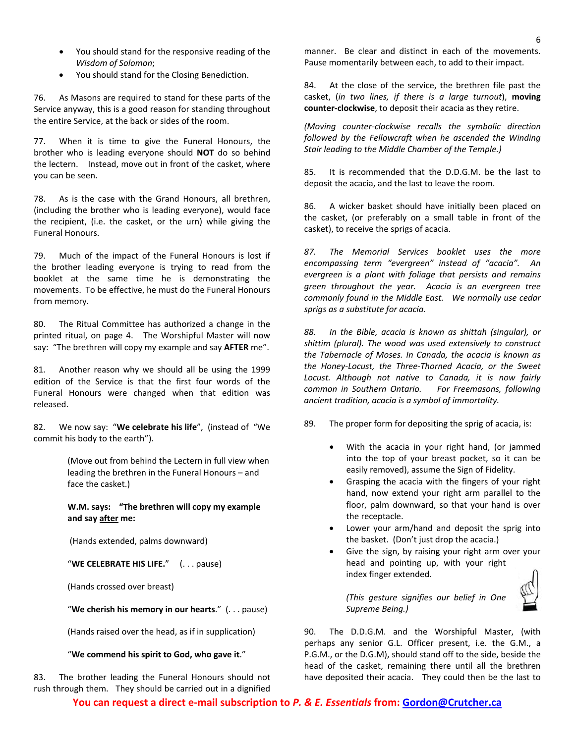- You should stand for the responsive reading of the *Wisdom of Solomon*;
- You should stand for the Closing Benediction.

76. As Masons are required to stand for these parts of the Service anyway, this is a good reason for standing throughout the entire Service, at the back or sides of the room.

77. When it is time to give the Funeral Honours, the brother who is leading everyone should **NOT** do so behind the lectern. Instead, move out in front of the casket, where you can be seen.

78. As is the case with the Grand Honours, all brethren, (including the brother who is leading everyone), would face the recipient, (i.e. the casket, or the urn) while giving the Funeral Honours.

79. Much of the impact of the Funeral Honours is lost if the brother leading everyone is trying to read from the booklet at the same time he is demonstrating the movements. To be effective, he must do the Funeral Honours from memory.

80. The Ritual Committee has authorized a change in the printed ritual, on page 4. The Worshipful Master will now say: "The brethren will copy my example and say **AFTER** me".

81. Another reason why we should all be using the 1999 edition of the Service is that the first four words of the Funeral Honours were changed when that edition was released.

82. We now say: "**We celebrate his life**", (instead of "We commit his body to the earth").

> (Move out from behind the Lectern in full view when leading the brethren in the Funeral Honours – and face the casket.)
>
> **W.M. says: "The brethren will copy my example and say <u>after</u> me:**
>
> (Hands extended, palms downward)
>
> "**WE CELEBRATE HIS LIFE.**" (. . . pause)
>
> (Hands crossed over breast)
>
> "**We cherish his memory in our hearts**." (. . . pause)
>
> (Hands raised over the head, as if in supplication)
>
> "**We commend his spirit to God, who gave it**."

83. The brother leading the Funeral Honours should not rush through them. They should be carried out in a dignified manner. Be clear and distinct in each of the movements. Pause momentarily between each, to add to their impact.

84. At the close of the service, the brethren file past the casket, (*in two lines, if there is a large turnout*), **moving counter-clockwise**, to deposit their acacia as they retire.

*(Moving counter-clockwise recalls the symbolic direction followed by the Fellowcraft when he ascended the Winding Stair leading to the Middle Chamber of the Temple.)*

85. It is recommended that the D.D.G.M. be the last to deposit the acacia, and the last to leave the room.

86. A wicker basket should have initially been placed on the casket, (or preferably on a small table in front of the casket), to receive the sprigs of acacia.

*87. The Memorial Services booklet uses the more encompassing term "evergreen" instead of "acacia". An evergreen is a plant with foliage that persists and remains green throughout the year. Acacia is an evergreen tree commonly found in the Middle East. We normally use cedar sprigs as a substitute for acacia.*

*88. In the Bible, acacia is known as shittah (singular), or shittim (plural). The wood was used extensively to construct the Tabernacle of Moses. In Canada, the acacia is known as the Honey-Locust, the Three-Thorned Acacia, or the Sweet Locust. Although not native to Canada, it is now fairly common in Southern Ontario. For Freemasons, following ancient tradition, acacia is a symbol of immortality.*

89. The proper form for depositing the sprig of acacia, is:

- With the acacia in your right hand, (or jammed into the top of your breast pocket, so it can be easily removed), assume the Sign of Fidelity.
- Grasping the acacia with the fingers of your right hand, now extend your right arm parallel to the floor, palm downward, so that your hand is over the receptacle.
- Lower your arm/hand and deposit the sprig into the basket. (Don't just drop the acacia.)
- Give the sign, by raising your right arm over your head and pointing up, with your right index finger extended.

  *(This gesture signifies our belief in One Supreme Being.)*

90. The D.D.G.M. and the Worshipful Master, (with perhaps any senior G.L. Officer present, i.e. the G.M., a P.G.M., or the D.G.M), should stand off to the side, beside the head of the casket, remaining there until all the brethren have deposited their acacia. They could then be the last to

**You can request a direct e-mail subscription to *P. & E. Essentials* from: Gordon@Crutcher.ca**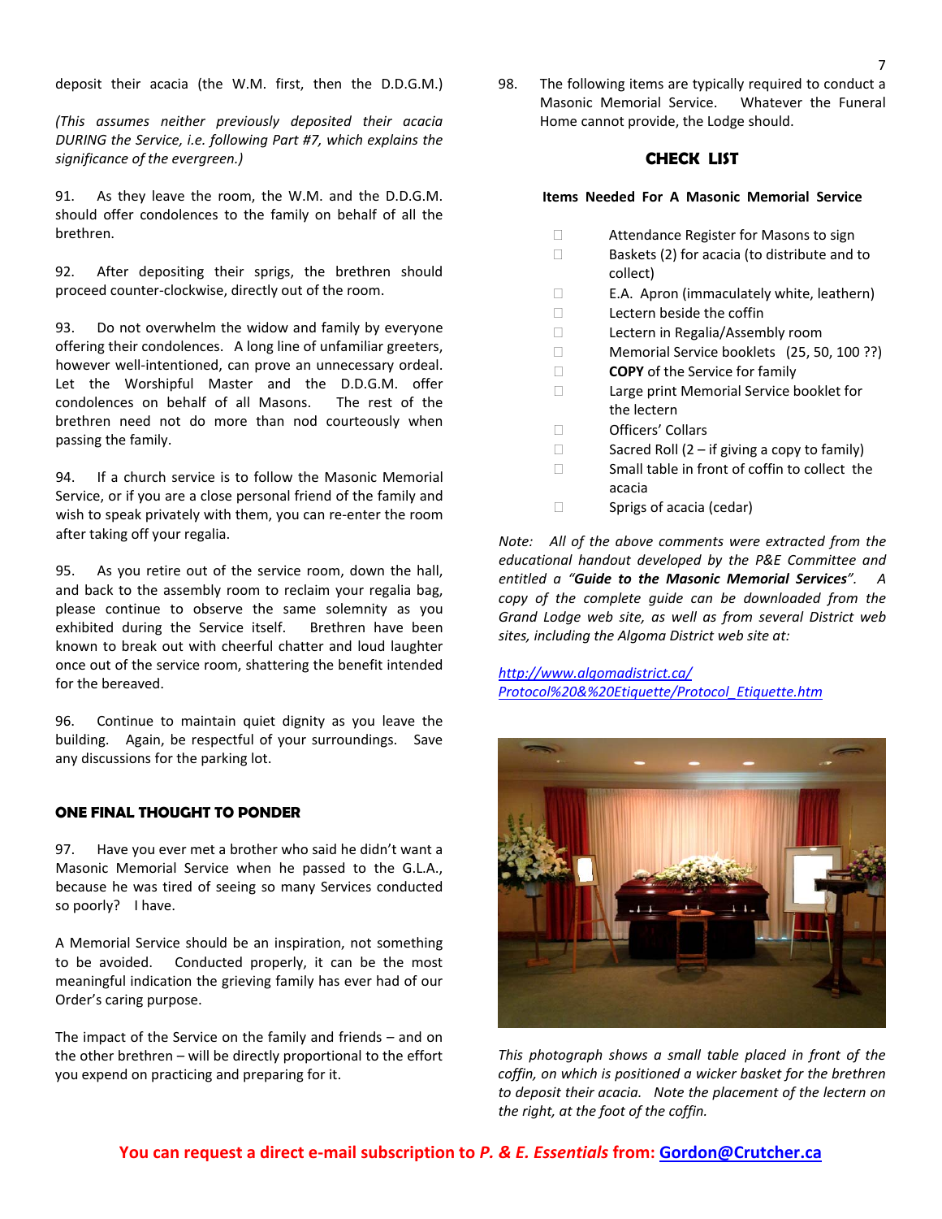deposit their acacia (the W.M. first, then the D.D.G.M.)

*(This assumes neither previously deposited their acacia DURING the Service, i.e. following Part #7, which explains the significance of the evergreen.)*

91. As they leave the room, the W.M. and the D.D.G.M. should offer condolences to the family on behalf of all the brethren.

92. After depositing their sprigs, the brethren should proceed counter-clockwise, directly out of the room.

93. Do not overwhelm the widow and family by everyone offering their condolences. A long line of unfamiliar greeters, however well-intentioned, can prove an unnecessary ordeal. Let the Worshipful Master and the D.D.G.M. offer condolences on behalf of all Masons. The rest of the brethren need not do more than nod courteously when passing the family.

94. If a church service is to follow the Masonic Memorial Service, or if you are a close personal friend of the family and wish to speak privately with them, you can re-enter the room after taking off your regalia.

95. As you retire out of the service room, down the hall, and back to the assembly room to reclaim your regalia bag, please continue to observe the same solemnity as you exhibited during the Service itself. Brethren have been known to break out with cheerful chatter and loud laughter once out of the service room, shattering the benefit intended for the bereaved.

96. Continue to maintain quiet dignity as you leave the building. Again, be respectful of your surroundings. Save any discussions for the parking lot.

## ONE FINAL THOUGHT TO PONDER

97. Have you ever met a brother who said he didn't want a Masonic Memorial Service when he passed to the G.L.A., because he was tired of seeing so many Services conducted so poorly? I have.

A Memorial Service should be an inspiration, not something to be avoided. Conducted properly, it can be the most meaningful indication the grieving family has ever had of our Order's caring purpose.

The impact of the Service on the family and friends – and on the other brethren – will be directly proportional to the effort you expend on practicing and preparing for it.

98. The following items are typically required to conduct a Masonic Memorial Service. Whatever the Funeral Home cannot provide, the Lodge should.

## CHECK LIST

**Items Needed For A Masonic Memorial Service**

- ☐ Attendance Register for Masons to sign
- ☐ Baskets (2) for acacia (to distribute and to collect)
- ☐ E.A. Apron (immaculately white, leathern)
- ☐ Lectern beside the coffin
- ☐ Lectern in Regalia/Assembly room
- ☐ Memorial Service booklets (25, 50, 100 ??)
- ☐ **COPY** of the Service for family
- ☐ Large print Memorial Service booklet for the lectern
- ☐ Officers' Collars
- ☐ Sacred Roll (2 – if giving a copy to family)
- ☐ Small table in front of coffin to collect the acacia
- ☐ Sprigs of acacia (cedar)

*Note: All of the above comments were extracted from the educational handout developed by the P&E Committee and entitled a "**Guide to the Masonic Memorial Services**". A copy of the complete guide can be downloaded from the Grand Lodge web site, as well as from several District web sites, including the Algoma District web site at:*

http://www.algomadistrict.ca/Protocol%20&%20Etiquette/Protocol_Etiquette.htm

*This photograph shows a small table placed in front of the coffin, on which is positioned a wicker basket for the brethren to deposit their acacia. Note the placement of the lectern on the right, at the foot of the coffin.*

**You can request a direct e-mail subscription to *P. & E. Essentials* from: Gordon@Crutcher.ca**